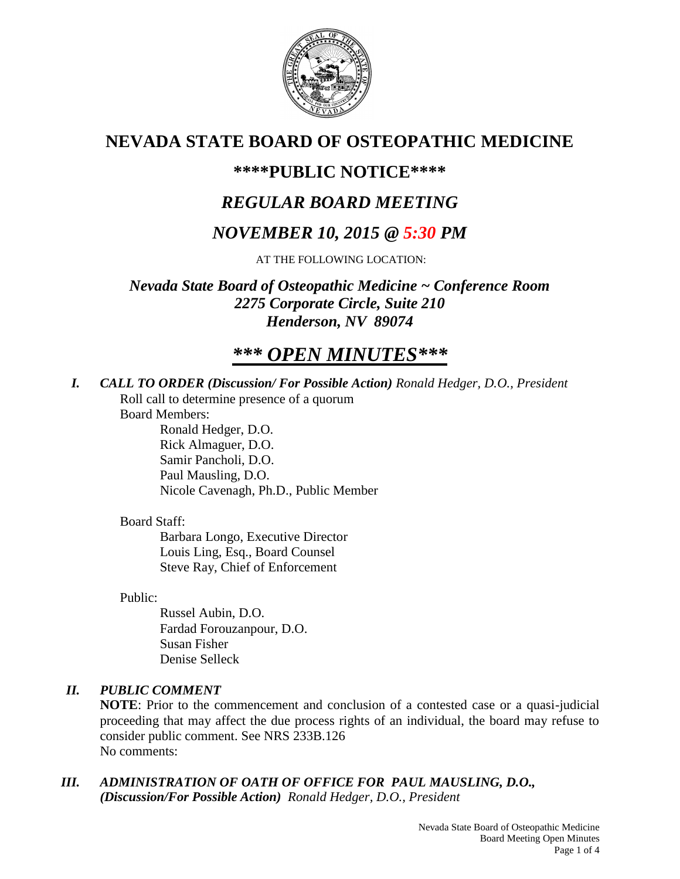# NEVADA STATE BOARD OF OSTEOPATHIC MEDICINE

## \*\*\*\*PUBLIC NOTICE\*\*\*\*

## *REGULAR BOARD MEETING*

## *NOVEMBER 10, 2015 @ 5:30 PM*

AT THE FOLLOWING LOCATION:

***Nevada State Board of Osteopathic Medicine ~ Conference Room***
***2275 Corporate Circle, Suite 210***
***Henderson, NV 89074***

# ***\*\*\* OPEN MINUTES\*\*\****

***I. CALL TO ORDER (Discussion/ For Possible Action)*** *Ronald Hedger, D.O., President*

Roll call to determine presence of a quorum

Board Members:

- Ronald Hedger, D.O.
- Rick Almaguer, D.O.
- Samir Pancholi, D.O.
- Paul Mausling, D.O.
- Nicole Cavenagh, Ph.D., Public Member

Board Staff:

- Barbara Longo, Executive Director
- Louis Ling, Esq., Board Counsel
- Steve Ray, Chief of Enforcement

Public:

- Russel Aubin, D.O.
- Fardad Forouzanpour, D.O.
- Susan Fisher
- Denise Selleck

***II. PUBLIC COMMENT***

**NOTE**: Prior to the commencement and conclusion of a contested case or a quasi-judicial proceeding that may affect the due process rights of an individual, the board may refuse to consider public comment. See NRS 233B.126

No comments:

***III. ADMINISTRATION OF OATH OF OFFICE FOR PAUL MAUSLING, D.O., (Discussion/For Possible Action)*** *Ronald Hedger, D.O., President*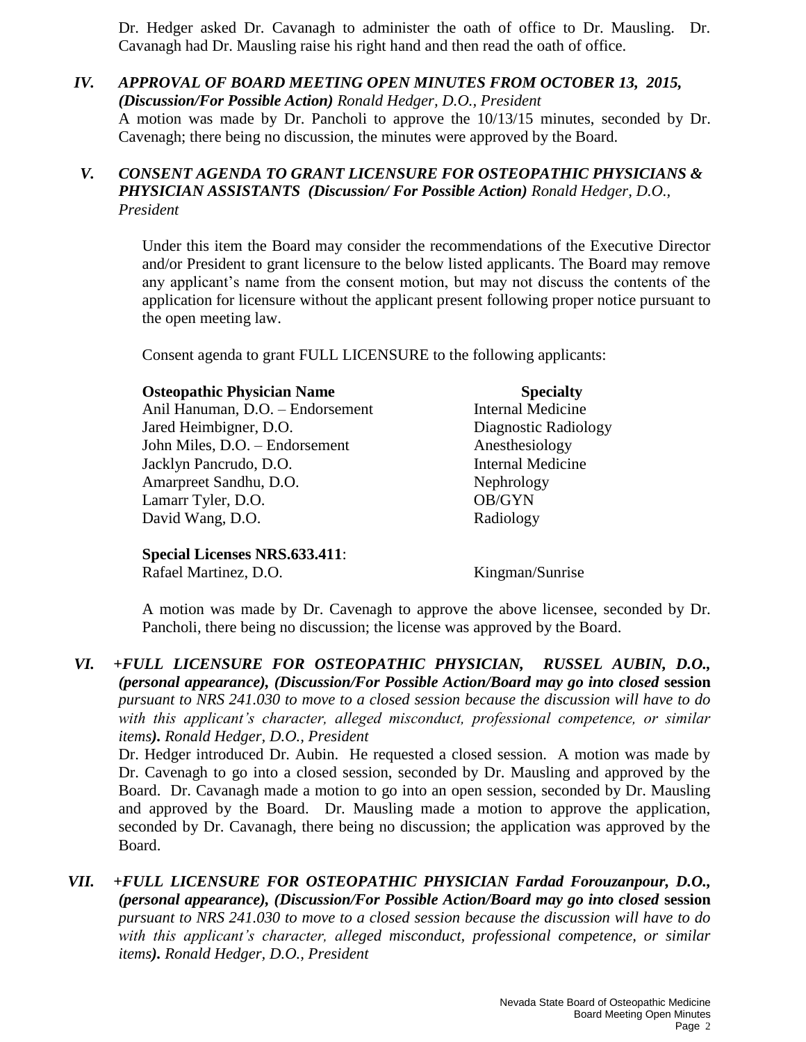Dr. Hedger asked Dr. Cavanagh to administer the oath of office to Dr. Mausling. Dr. Cavanagh had Dr. Mausling raise his right hand and then read the oath of office.

## IV. *APPROVAL OF BOARD MEETING OPEN MINUTES FROM OCTOBER 13, 2015, (Discussion/For Possible Action) Ronald Hedger, D.O., President*

A motion was made by Dr. Pancholi to approve the 10/13/15 minutes, seconded by Dr. Cavenagh; there being no discussion, the minutes were approved by the Board.

## V. *CONSENT AGENDA TO GRANT LICENSURE FOR OSTEOPATHIC PHYSICIANS & PHYSICIAN ASSISTANTS (Discussion/ For Possible Action) Ronald Hedger, D.O., President*

Under this item the Board may consider the recommendations of the Executive Director and/or President to grant licensure to the below listed applicants. The Board may remove any applicant's name from the consent motion, but may not discuss the contents of the application for licensure without the applicant present following proper notice pursuant to the open meeting law.

Consent agenda to grant FULL LICENSURE to the following applicants:

| **Osteopathic Physician Name** | **Specialty** |
|---|---|
| Anil Hanuman, D.O. – Endorsement | Internal Medicine |
| Jared Heimbigner, D.O. | Diagnostic Radiology |
| John Miles, D.O. – Endorsement | Anesthesiology |
| Jacklyn Pancrudo, D.O. | Internal Medicine |
| Amarpreet Sandhu, D.O. | Nephrology |
| Lamarr Tyler, D.O. | OB/GYN |
| David Wang, D.O. | Radiology |

**Special Licenses NRS.633.411**:

| | |
|---|---|
| Rafael Martinez, D.O. | Kingman/Sunrise |

A motion was made by Dr. Cavenagh to approve the above licensee, seconded by Dr. Pancholi, there being no discussion; the license was approved by the Board.

## VI. *+FULL LICENSURE FOR OSTEOPATHIC PHYSICIAN, RUSSEL AUBIN, D.O., (personal appearance), (Discussion/For Possible Action/Board may go into closed* **session** *pursuant to NRS 241.030 to move to a closed session because the discussion will have to do with this applicant's character, alleged misconduct, professional competence, or similar items). Ronald Hedger, D.O., President*

Dr. Hedger introduced Dr. Aubin. He requested a closed session. A motion was made by Dr. Cavenagh to go into a closed session, seconded by Dr. Mausling and approved by the Board. Dr. Cavanagh made a motion to go into an open session, seconded by Dr. Mausling and approved by the Board. Dr. Mausling made a motion to approve the application, seconded by Dr. Cavanagh, there being no discussion; the application was approved by the Board.

## VII. *+FULL LICENSURE FOR OSTEOPATHIC PHYSICIAN Fardad Forouzanpour, D.O., (personal appearance), (Discussion/For Possible Action/Board may go into closed* **session** *pursuant to NRS 241.030 to move to a closed session because the discussion will have to do with this applicant's character, alleged misconduct, professional competence, or similar items). Ronald Hedger, D.O., President*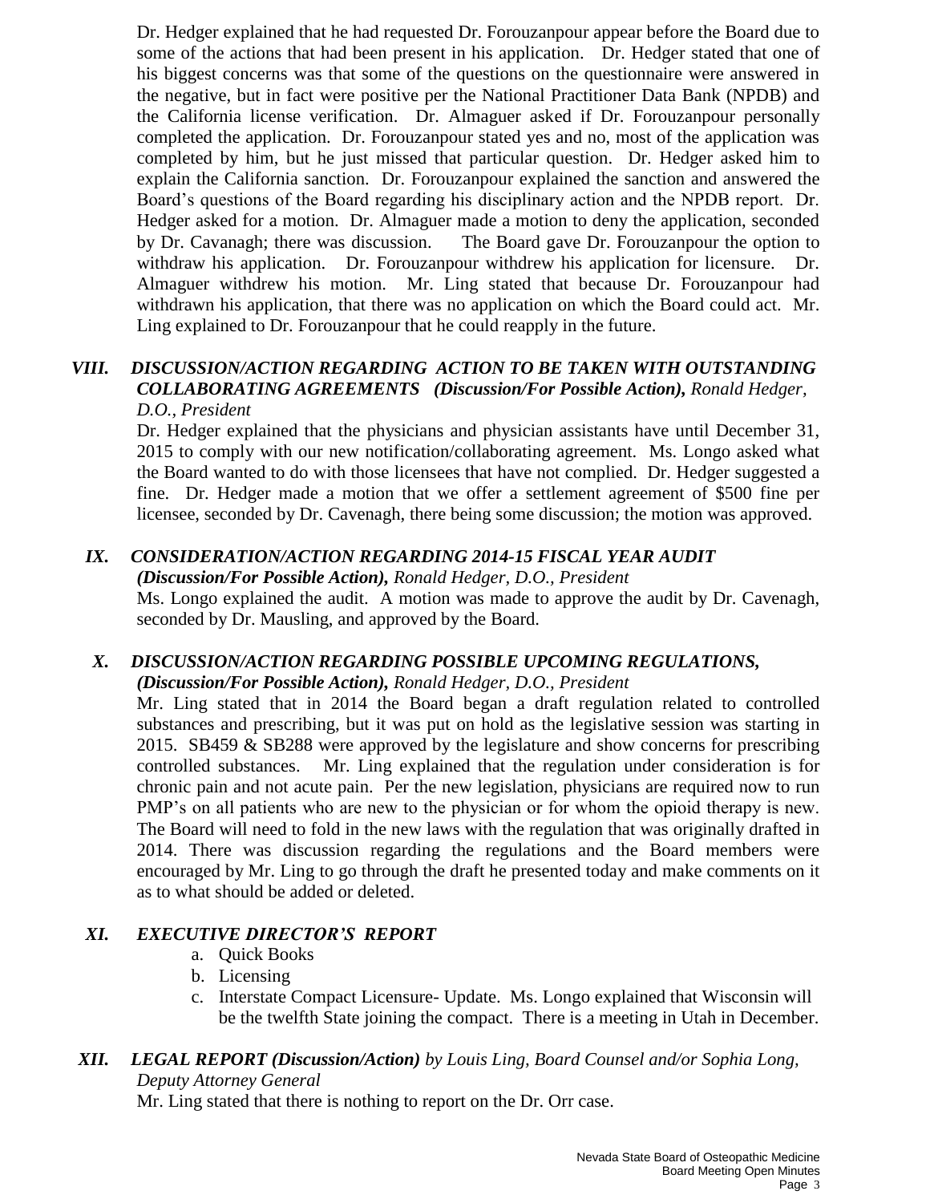Dr. Hedger explained that he had requested Dr. Forouzanpour appear before the Board due to some of the actions that had been present in his application. Dr. Hedger stated that one of his biggest concerns was that some of the questions on the questionnaire were answered in the negative, but in fact were positive per the National Practitioner Data Bank (NPDB) and the California license verification. Dr. Almaguer asked if Dr. Forouzanpour personally completed the application. Dr. Forouzanpour stated yes and no, most of the application was completed by him, but he just missed that particular question. Dr. Hedger asked him to explain the California sanction. Dr. Forouzanpour explained the sanction and answered the Board's questions of the Board regarding his disciplinary action and the NPDB report. Dr. Hedger asked for a motion. Dr. Almaguer made a motion to deny the application, seconded by Dr. Cavanagh; there was discussion. The Board gave Dr. Forouzanpour the option to withdraw his application. Dr. Forouzanpour withdrew his application for licensure. Dr. Almaguer withdrew his motion. Mr. Ling stated that because Dr. Forouzanpour had withdrawn his application, that there was no application on which the Board could act. Mr. Ling explained to Dr. Forouzanpour that he could reapply in the future.

### VIII. *DISCUSSION/ACTION REGARDING ACTION TO BE TAKEN WITH OUTSTANDING COLLABORATING AGREEMENTS (Discussion/For Possible Action), Ronald Hedger, D.O., President*

Dr. Hedger explained that the physicians and physician assistants have until December 31, 2015 to comply with our new notification/collaborating agreement. Ms. Longo asked what the Board wanted to do with those licensees that have not complied. Dr. Hedger suggested a fine. Dr. Hedger made a motion that we offer a settlement agreement of $500 fine per licensee, seconded by Dr. Cavenagh, there being some discussion; the motion was approved.

### IX. *CONSIDERATION/ACTION REGARDING 2014-15 FISCAL YEAR AUDIT (Discussion/For Possible Action), Ronald Hedger, D.O., President*

Ms. Longo explained the audit. A motion was made to approve the audit by Dr. Cavenagh, seconded by Dr. Mausling, and approved by the Board.

### X. *DISCUSSION/ACTION REGARDING POSSIBLE UPCOMING REGULATIONS, (Discussion/For Possible Action), Ronald Hedger, D.O., President*

Mr. Ling stated that in 2014 the Board began a draft regulation related to controlled substances and prescribing, but it was put on hold as the legislative session was starting in 2015. SB459 & SB288 were approved by the legislature and show concerns for prescribing controlled substances. Mr. Ling explained that the regulation under consideration is for chronic pain and not acute pain. Per the new legislation, physicians are required now to run PMP's on all patients who are new to the physician or for whom the opioid therapy is new. The Board will need to fold in the new laws with the regulation that was originally drafted in 2014. There was discussion regarding the regulations and the Board members were encouraged by Mr. Ling to go through the draft he presented today and make comments on it as to what should be added or deleted.

### XI. *EXECUTIVE DIRECTOR'S REPORT*

a. Quick Books
b. Licensing
c. Interstate Compact Licensure- Update. Ms. Longo explained that Wisconsin will be the twelfth State joining the compact. There is a meeting in Utah in December.

### XII. *LEGAL REPORT (Discussion/Action) by Louis Ling, Board Counsel and/or Sophia Long, Deputy Attorney General*

Mr. Ling stated that there is nothing to report on the Dr. Orr case.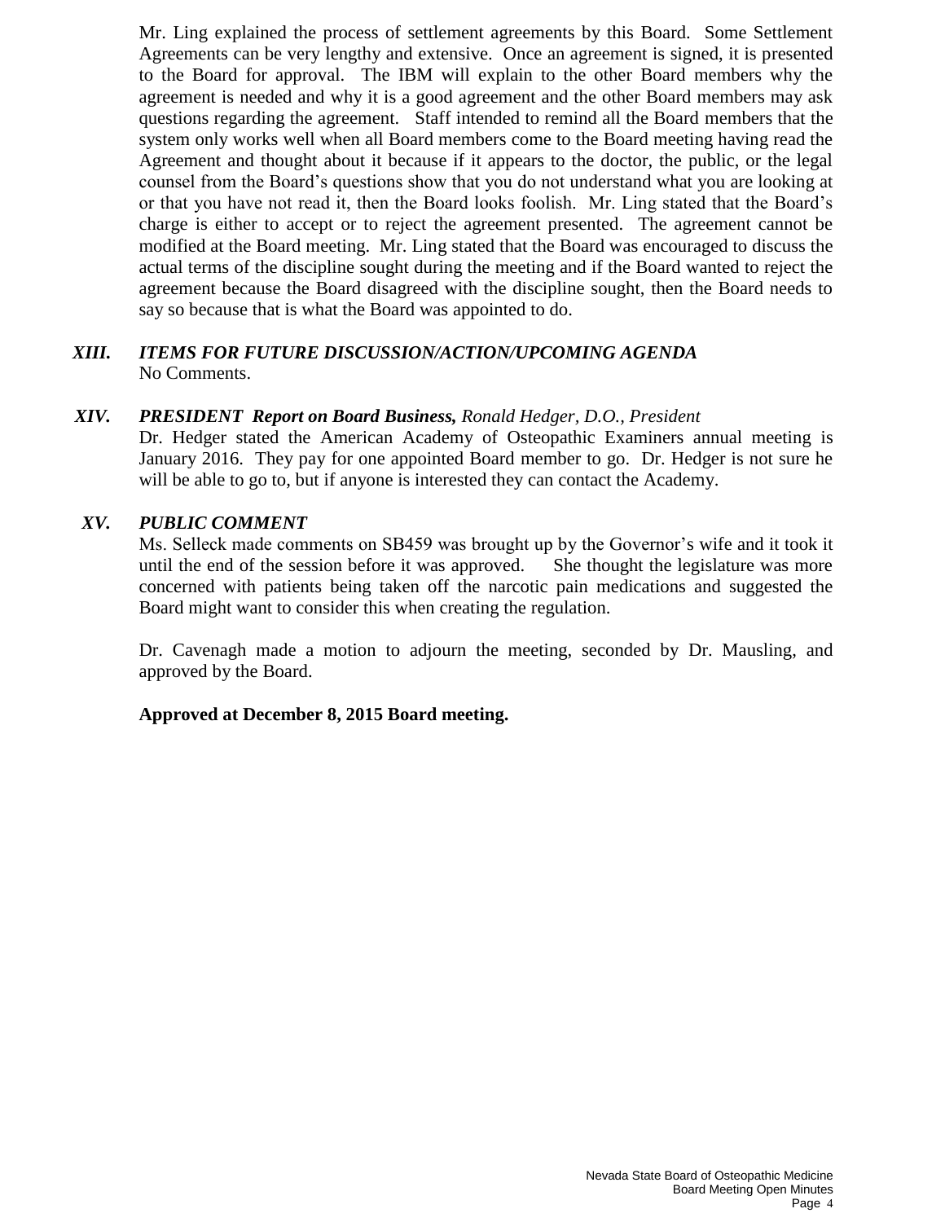Mr. Ling explained the process of settlement agreements by this Board. Some Settlement Agreements can be very lengthy and extensive. Once an agreement is signed, it is presented to the Board for approval. The IBM will explain to the other Board members why the agreement is needed and why it is a good agreement and the other Board members may ask questions regarding the agreement. Staff intended to remind all the Board members that the system only works well when all Board members come to the Board meeting having read the Agreement and thought about it because if it appears to the doctor, the public, or the legal counsel from the Board's questions show that you do not understand what you are looking at or that you have not read it, then the Board looks foolish. Mr. Ling stated that the Board's charge is either to accept or to reject the agreement presented. The agreement cannot be modified at the Board meeting. Mr. Ling stated that the Board was encouraged to discuss the actual terms of the discipline sought during the meeting and if the Board wanted to reject the agreement because the Board disagreed with the discipline sought, then the Board needs to say so because that is what the Board was appointed to do.

### *XIII. ITEMS FOR FUTURE DISCUSSION/ACTION/UPCOMING AGENDA*

No Comments.

### *XIV. PRESIDENT Report on Board Business, Ronald Hedger, D.O., President*

Dr. Hedger stated the American Academy of Osteopathic Examiners annual meeting is January 2016. They pay for one appointed Board member to go. Dr. Hedger is not sure he will be able to go to, but if anyone is interested they can contact the Academy.

### *XV. PUBLIC COMMENT*

Ms. Selleck made comments on SB459 was brought up by the Governor's wife and it took it until the end of the session before it was approved. She thought the legislature was more concerned with patients being taken off the narcotic pain medications and suggested the Board might want to consider this when creating the regulation.

Dr. Cavenagh made a motion to adjourn the meeting, seconded by Dr. Mausling, and approved by the Board.

**Approved at December 8, 2015 Board meeting.**